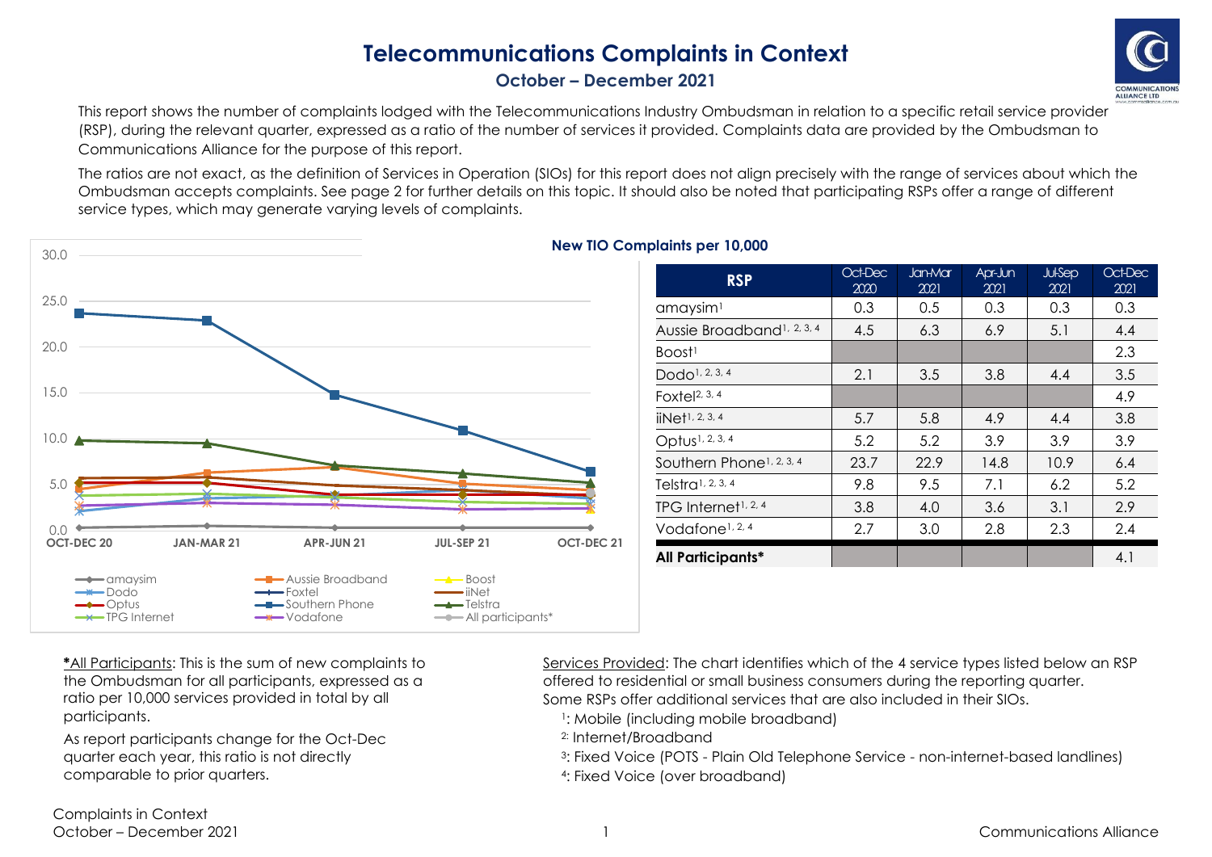# Telecommunications Complaints in Context

## October – December 2021

This report shows the number of complaints lodged with the Telecommunications Industry Ombudsman in relation to a specific retail service provider (RSP), during the relevant quarter, expressed as a ratio of the number of services it provided. Complaints data are provided by the Ombudsman to Communications Alliance for the purpose of this report.

The ratios are not exact, as the definition of Services in Operation (SIOs) for this report does not align precisely with the range of services about which the Ombudsman accepts complaints. See page 2 for further details on this topic. It should also be noted that participating RSPs offer a range of different service types, which may generate varying levels of complaints.

### New TIO Complaints per 10,000

| RSP | Oct-Dec 2020 | Jan-Mar 2021 | Apr-Jun 2021 | Jul-Sep 2021 | Oct-Dec 2021 |
|---|---|---|---|---|---|
| amaysim[1] | 0.3 | 0.5 | 0.3 | 0.3 | 0.3 |
| Aussie Broadband[1, 2, 3, 4] | 4.5 | 6.3 | 6.9 | 5.1 | 4.4 |
| Boost[1] | | | | | 2.3 |
| Dodo[1, 2, 3, 4] | 2.1 | 3.5 | 3.8 | 4.4 | 3.5 |
| Foxtel[2, 3, 4] | | | | | 4.9 |
| iiNet[1, 2, 3, 4] | 5.7 | 5.8 | 4.9 | 4.4 | 3.8 |
| Optus[1, 2, 3, 4] | 5.2 | 5.2 | 3.9 | 3.9 | 3.9 |
| Southern Phone[1, 2, 3, 4] | 23.7 | 22.9 | 14.8 | 10.9 | 6.4 |
| Telstra[1, 2, 3, 4] | 9.8 | 9.5 | 7.1 | 6.2 | 5.2 |
| TPG Internet[1, 2, 4] | 3.8 | 4.0 | 3.6 | 3.1 | 2.9 |
| Vodafone[1, 2, 4] | 2.7 | 3.0 | 2.8 | 2.3 | 2.4 |
| **All Participants*** | | | | | 4.1 |

**\***<u>All Participants</u>: This is the sum of new complaints to the Ombudsman for all participants, expressed as a ratio per 10,000 services provided in total by all participants.

As report participants change for the Oct-Dec quarter each year, this ratio is not directly comparable to prior quarters.

<u>Services Provided</u>: The chart identifies which of the 4 service types listed below an RSP offered to residential or small business consumers during the reporting quarter. Some RSPs offer additional services that are also included in their SIOs.

- 1: Mobile (including mobile broadband)
- 2: Internet/Broadband
- 3: Fixed Voice (POTS - Plain Old Telephone Service - non-internet-based landlines)
- 4: Fixed Voice (over broadband)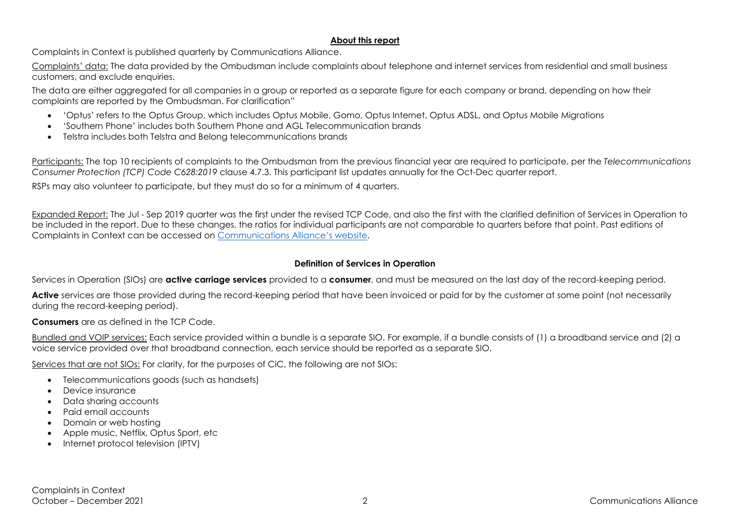## About this report

Complaints in Context is published quarterly by Communications Alliance.

Complaints' data: The data provided by the Ombudsman include complaints about telephone and internet services from residential and small business customers, and exclude enquiries.

The data are either aggregated for all companies in a group or reported as a separate figure for each company or brand, depending on how their complaints are reported by the Ombudsman. For clarification"

- 'Optus' refers to the Optus Group, which includes Optus Mobile, Gomo, Optus Internet, Optus ADSL, and Optus Mobile Migrations
- 'Southern Phone' includes both Southern Phone and AGL Telecommunication brands
- Telstra includes both Telstra and Belong telecommunications brands

Participants: The top 10 recipients of complaints to the Ombudsman from the previous financial year are required to participate, per the *Telecommunications Consumer Protection (TCP) Code C628:2019* clause 4.7.3. This participant list updates annually for the Oct-Dec quarter report.

RSPs may also volunteer to participate, but they must do so for a minimum of 4 quarters.

Expanded Report: The Jul - Sep 2019 quarter was the first under the revised TCP Code, and also the first with the clarified definition of Services in Operation to be included in the report. Due to these changes, the ratios for individual participants are not comparable to quarters before that point. Past editions of Complaints in Context can be accessed on Communications Alliance's website.

### Definition of Services in Operation

Services in Operation (SIOs) are **active carriage services** provided to a **consumer**, and must be measured on the last day of the record-keeping period.

**Active** services are those provided during the record-keeping period that have been invoiced or paid for by the customer at some point (not necessarily during the record-keeping period).

**Consumers** are as defined in the TCP Code.

Bundled and VOIP services: Each service provided within a bundle is a separate SIO. For example, if a bundle consists of (1) a broadband service and (2) a voice service provided over that broadband connection, each service should be reported as a separate SIO.

Services that are not SIOs: For clarity, for the purposes of CiC, the following are not SIOs:

- Telecommunications goods (such as handsets)
- Device insurance
- Data sharing accounts
- Paid email accounts
- Domain or web hosting
- Apple music, Netflix, Optus Sport, etc
- Internet protocol television (IPTV)